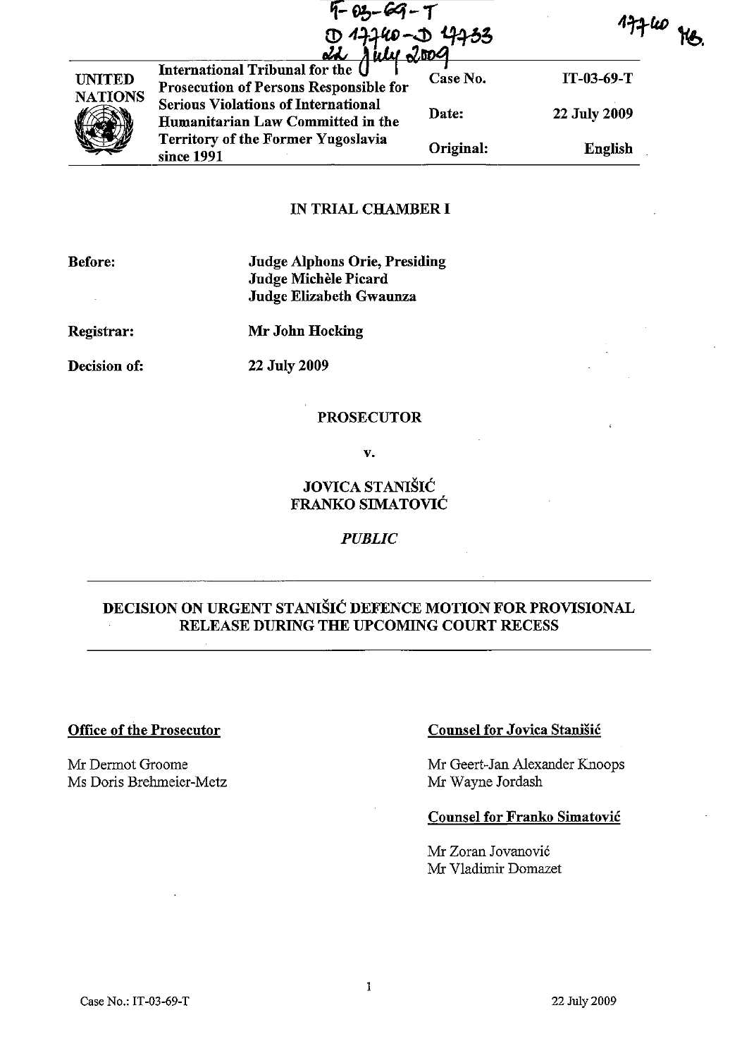IT-03-69-T
D 17740 - D 17733
22 July 2009

17740 MB.

| UNITED NATIONS | International Tribunal for the Prosecution of Persons Responsible for Serious Violations of International Humanitarian Law Committed in the Territory of the Former Yugoslavia since 1991 | Case No. | IT-03-69-T |
|---|---|---|---|
| | | Date: | 22 July 2009 |
| | | Original: | English |

## IN TRIAL CHAMBER I

**Before:** **Judge Alphons Orie, Presiding**
**Judge Michèle Picard**
**Judge Elizabeth Gwaunza**

**Registrar:** **Mr John Hocking**

**Decision of:** **22 July 2009**

PROSECUTOR

v.

JOVICA STANIŠIĆ
FRANKO SIMATOVIĆ

*PUBLIC*

## DECISION ON URGENT STANIŠIĆ DEFENCE MOTION FOR PROVISIONAL RELEASE DURING THE UPCOMING COURT RECESS

**Office of the Prosecutor**

Mr Dermot Groome
Ms Doris Brehmeier-Metz

**Counsel for Jovica Stanišić**

Mr Geert-Jan Alexander Knoops
Mr Wayne Jordash

**Counsel for Franko Simatović**

Mr Zoran Jovanović
Mr Vladimir Domazet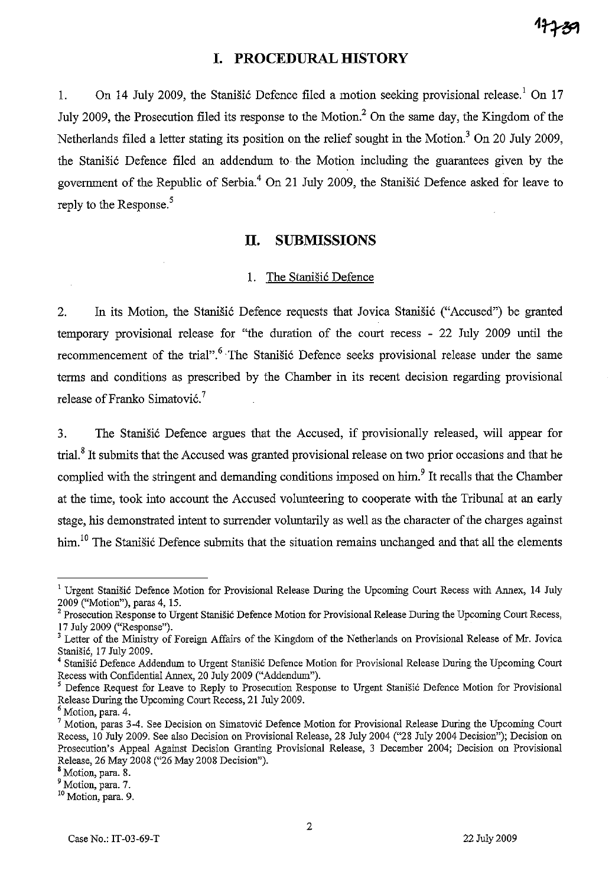## I. PROCEDURAL HISTORY

1. On 14 July 2009, the Stanišić Defence filed a motion seeking provisional release.[1] On 17 July 2009, the Prosecution filed its response to the Motion.[2] On the same day, the Kingdom of the Netherlands filed a letter stating its position on the relief sought in the Motion.[3] On 20 July 2009, the Stanišić Defence filed an addendum to the Motion including the guarantees given by the government of the Republic of Serbia.[4] On 21 July 2009, the Stanišić Defence asked for leave to reply to the Response.[5]

## II. SUBMISSIONS

### 1. The Stanišić Defence

2. In its Motion, the Stanišić Defence requests that Jovica Stanišić ("Accused") be granted temporary provisional release for "the duration of the court recess - 22 July 2009 until the recommencement of the trial".[6] The Stanišić Defence seeks provisional release under the same terms and conditions as prescribed by the Chamber in its recent decision regarding provisional release of Franko Simatović.[7]

3. The Stanišić Defence argues that the Accused, if provisionally released, will appear for trial.[8] It submits that the Accused was granted provisional release on two prior occasions and that he complied with the stringent and demanding conditions imposed on him.[9] It recalls that the Chamber at the time, took into account the Accused volunteering to cooperate with the Tribunal at an early stage, his demonstrated intent to surrender voluntarily as well as the character of the charges against him.[10] The Stanišić Defence submits that the situation remains unchanged and that all the elements

---

[1] Urgent Stanišić Defence Motion for Provisional Release During the Upcoming Court Recess with Annex, 14 July 2009 ("Motion"), paras 4, 15.

[2] Prosecution Response to Urgent Stanišić Defence Motion for Provisional Release During the Upcoming Court Recess, 17 July 2009 ("Response").

[3] Letter of the Ministry of Foreign Affairs of the Kingdom of the Netherlands on Provisional Release of Mr. Jovica Stanišić, 17 July 2009.

[4] Stanišić Defence Addendum to Urgent Stanišić Defence Motion for Provisional Release During the Upcoming Court Recess with Confidential Annex, 20 July 2009 ("Addendum").

[5] Defence Request for Leave to Reply to Prosecution Response to Urgent Stanišić Defence Motion for Provisional Release During the Upcoming Court Recess, 21 July 2009.

[6] Motion, para. 4.

[7] Motion, paras 3-4. See Decision on Simatović Defence Motion for Provisional Release During the Upcoming Court Recess, 10 July 2009. See also Decision on Provisional Release, 28 July 2004 ("28 July 2004 Decision"); Decision on Prosecution's Appeal Against Decision Granting Provisional Release, 3 December 2004; Decision on Provisional Release, 26 May 2008 ("26 May 2008 Decision").

[8] Motion, para. 8.

[9] Motion, para. 7.

[10] Motion, para. 9.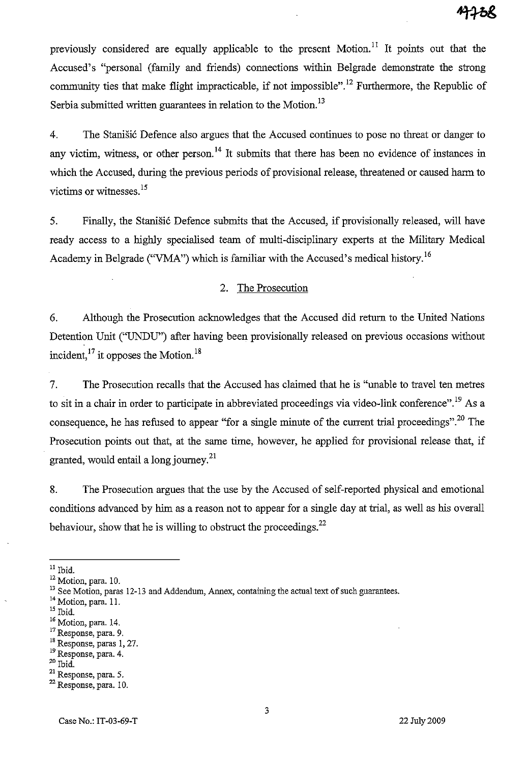previously considered are equally applicable to the present Motion.[11] It points out that the Accused's "personal (family and friends) connections within Belgrade demonstrate the strong community ties that make flight impracticable, if not impossible".[12] Furthermore, the Republic of Serbia submitted written guarantees in relation to the Motion.[13]

4. The Stanišić Defence also argues that the Accused continues to pose no threat or danger to any victim, witness, or other person.[14] It submits that there has been no evidence of instances in which the Accused, during the previous periods of provisional release, threatened or caused harm to victims or witnesses.[15]

5. Finally, the Stanišić Defence submits that the Accused, if provisionally released, will have ready access to a highly specialised team of multi-disciplinary experts at the Military Medical Academy in Belgrade ("VMA") which is familiar with the Accused's medical history.[16]

## 2. The Prosecution

6. Although the Prosecution acknowledges that the Accused did return to the United Nations Detention Unit ("UNDU") after having been provisionally released on previous occasions without incident,[17] it opposes the Motion.[18]

7. The Prosecution recalls that the Accused has claimed that he is "unable to travel ten metres to sit in a chair in order to participate in abbreviated proceedings via video-link conference".[19] As a consequence, he has refused to appear "for a single minute of the current trial proceedings".[20] The Prosecution points out that, at the same time, however, he applied for provisional release that, if granted, would entail a long journey.[21]

8. The Prosecution argues that the use by the Accused of self-reported physical and emotional conditions advanced by him as a reason not to appear for a single day at trial, as well as his overall behaviour, show that he is willing to obstruct the proceedings.[22]

---

[11] Ibid.
[12] Motion, para. 10.
[13] See Motion, paras 12-13 and Addendum, Annex, containing the actual text of such guarantees.
[14] Motion, para. 11.
[15] Ibid.
[16] Motion, para. 14.
[17] Response, para. 9.
[18] Response, paras 1, 27.
[19] Response, para. 4.
[20] Ibid.
[21] Response, para. 5.
[22] Response, para. 10.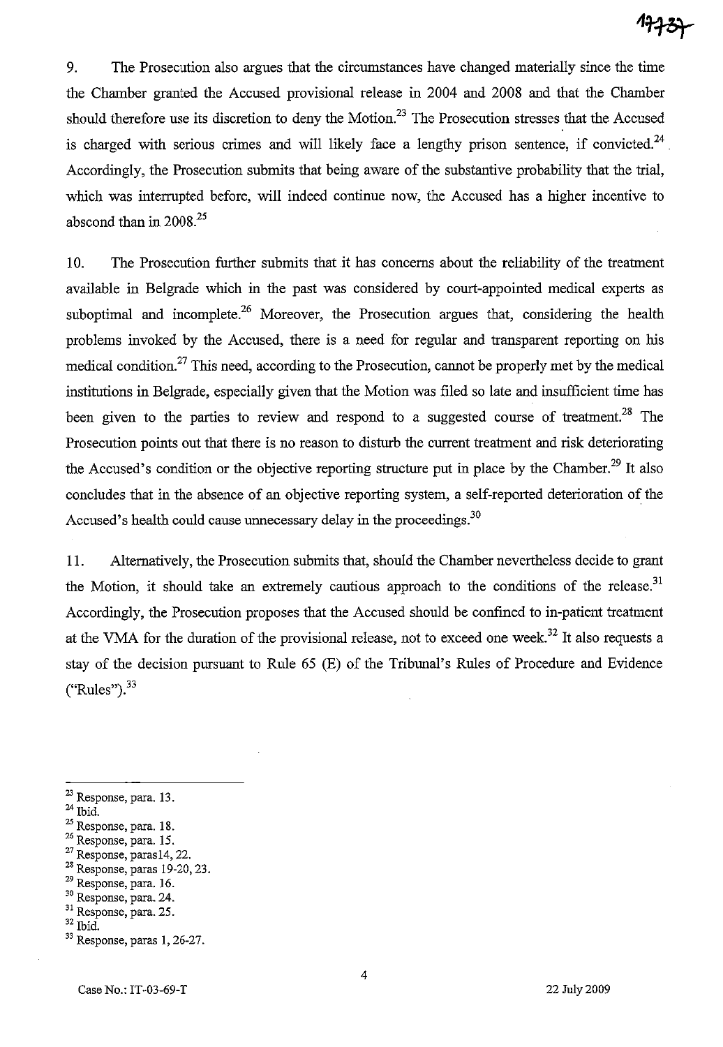9. The Prosecution also argues that the circumstances have changed materially since the time the Chamber granted the Accused provisional release in 2004 and 2008 and that the Chamber should therefore use its discretion to deny the Motion.[23] The Prosecution stresses that the Accused is charged with serious crimes and will likely face a lengthy prison sentence, if convicted.[24] Accordingly, the Prosecution submits that being aware of the substantive probability that the trial, which was interrupted before, will indeed continue now, the Accused has a higher incentive to abscond than in 2008.[25]

10. The Prosecution further submits that it has concerns about the reliability of the treatment available in Belgrade which in the past was considered by court-appointed medical experts as suboptimal and incomplete.[26] Moreover, the Prosecution argues that, considering the health problems invoked by the Accused, there is a need for regular and transparent reporting on his medical condition.[27] This need, according to the Prosecution, cannot be properly met by the medical institutions in Belgrade, especially given that the Motion was filed so late and insufficient time has been given to the parties to review and respond to a suggested course of treatment.[28] The Prosecution points out that there is no reason to disturb the current treatment and risk deteriorating the Accused's condition or the objective reporting structure put in place by the Chamber.[29] It also concludes that in the absence of an objective reporting system, a self-reported deterioration of the Accused's health could cause unnecessary delay in the proceedings.[30]

11. Alternatively, the Prosecution submits that, should the Chamber nevertheless decide to grant the Motion, it should take an extremely cautious approach to the conditions of the release.[31] Accordingly, the Prosecution proposes that the Accused should be confined to in-patient treatment at the VMA for the duration of the provisional release, not to exceed one week.[32] It also requests a stay of the decision pursuant to Rule 65 (E) of the Tribunal's Rules of Procedure and Evidence ("Rules").[33]

---

[23] Response, para. 13.
[24] Ibid.
[25] Response, para. 18.
[26] Response, para. 15.
[27] Response, paras14, 22.
[28] Response, paras 19-20, 23.
[29] Response, para. 16.
[30] Response, para. 24.
[31] Response, para. 25.
[32] Ibid.
[33] Response, paras 1, 26-27.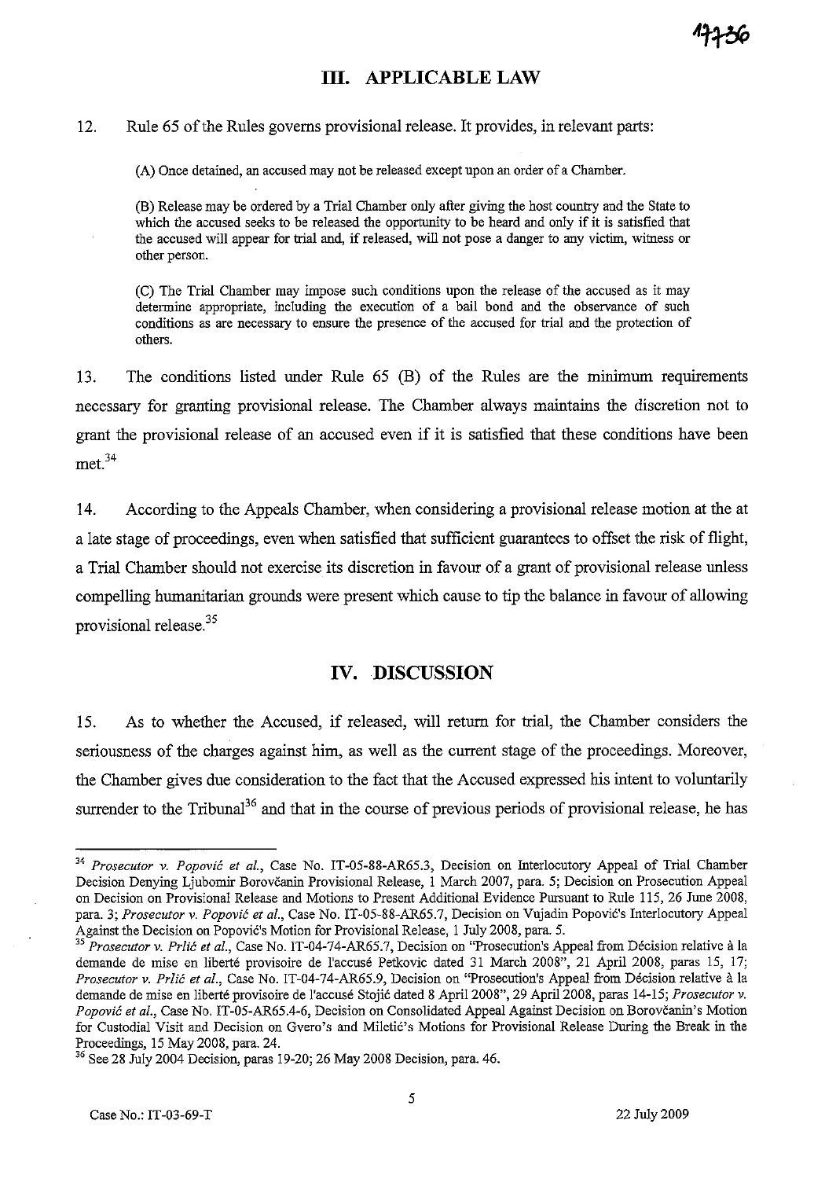## III. APPLICABLE LAW

12. Rule 65 of the Rules governs provisional release. It provides, in relevant parts:

> (A) Once detained, an accused may not be released except upon an order of a Chamber.
>
> (B) Release may be ordered by a Trial Chamber only after giving the host country and the State to which the accused seeks to be released the opportunity to be heard and only if it is satisfied that the accused will appear for trial and, if released, will not pose a danger to any victim, witness or other person.
>
> (C) The Trial Chamber may impose such conditions upon the release of the accused as it may determine appropriate, including the execution of a bail bond and the observance of such conditions as are necessary to ensure the presence of the accused for trial and the protection of others.

13. The conditions listed under Rule 65 (B) of the Rules are the minimum requirements necessary for granting provisional release. The Chamber always maintains the discretion not to grant the provisional release of an accused even if it is satisfied that these conditions have been met.[34]

14. According to the Appeals Chamber, when considering a provisional release motion at the at a late stage of proceedings, even when satisfied that sufficient guarantees to offset the risk of flight, a Trial Chamber should not exercise its discretion in favour of a grant of provisional release unless compelling humanitarian grounds were present which cause to tip the balance in favour of allowing provisional release.[35]

## IV. DISCUSSION

15. As to whether the Accused, if released, will return for trial, the Chamber considers the seriousness of the charges against him, as well as the current stage of the proceedings. Moreover, the Chamber gives due consideration to the fact that the Accused expressed his intent to voluntarily surrender to the Tribunal[36] and that in the course of previous periods of provisional release, he has

---

[34] *Prosecutor v. Popović et al.*, Case No. IT-05-88-AR65.3, Decision on Interlocutory Appeal of Trial Chamber Decision Denying Ljubomir Borovčanin Provisional Release, 1 March 2007, para. 5; Decision on Prosecution Appeal on Decision on Provisional Release and Motions to Present Additional Evidence Pursuant to Rule 115, 26 June 2008, para. 3; *Prosecutor v. Popović et al.*, Case No. IT-05-88-AR65.7, Decision on Vujadin Popović's Interlocutory Appeal Against the Decision on Popović's Motion for Provisional Release, 1 July 2008, para. 5.

[35] *Prosecutor v. Prlić et al.*, Case No. IT-04-74-AR65.7, Decision on "Prosecution's Appeal from Décision relative à la demande de mise en liberté provisoire de l'accusé Petkovic dated 31 March 2008", 21 April 2008, paras 15, 17; *Prosecutor v. Prlić et al.*, Case No. IT-04-74-AR65.9, Decision on "Prosecution's Appeal from Décision relative à la demande de mise en liberté provisoire de l'accusé Stojić dated 8 April 2008", 29 April 2008, paras 14-15; *Prosecutor v. Popović et al.*, Case No. IT-05-AR65.4-6, Decision on Consolidated Appeal Against Decision on Borovčanin's Motion for Custodial Visit and Decision on Gvero's and Miletić's Motions for Provisional Release During the Break in the Proceedings, 15 May 2008, para. 24.

[36] See 28 July 2004 Decision, paras 19-20; 26 May 2008 Decision, para. 46.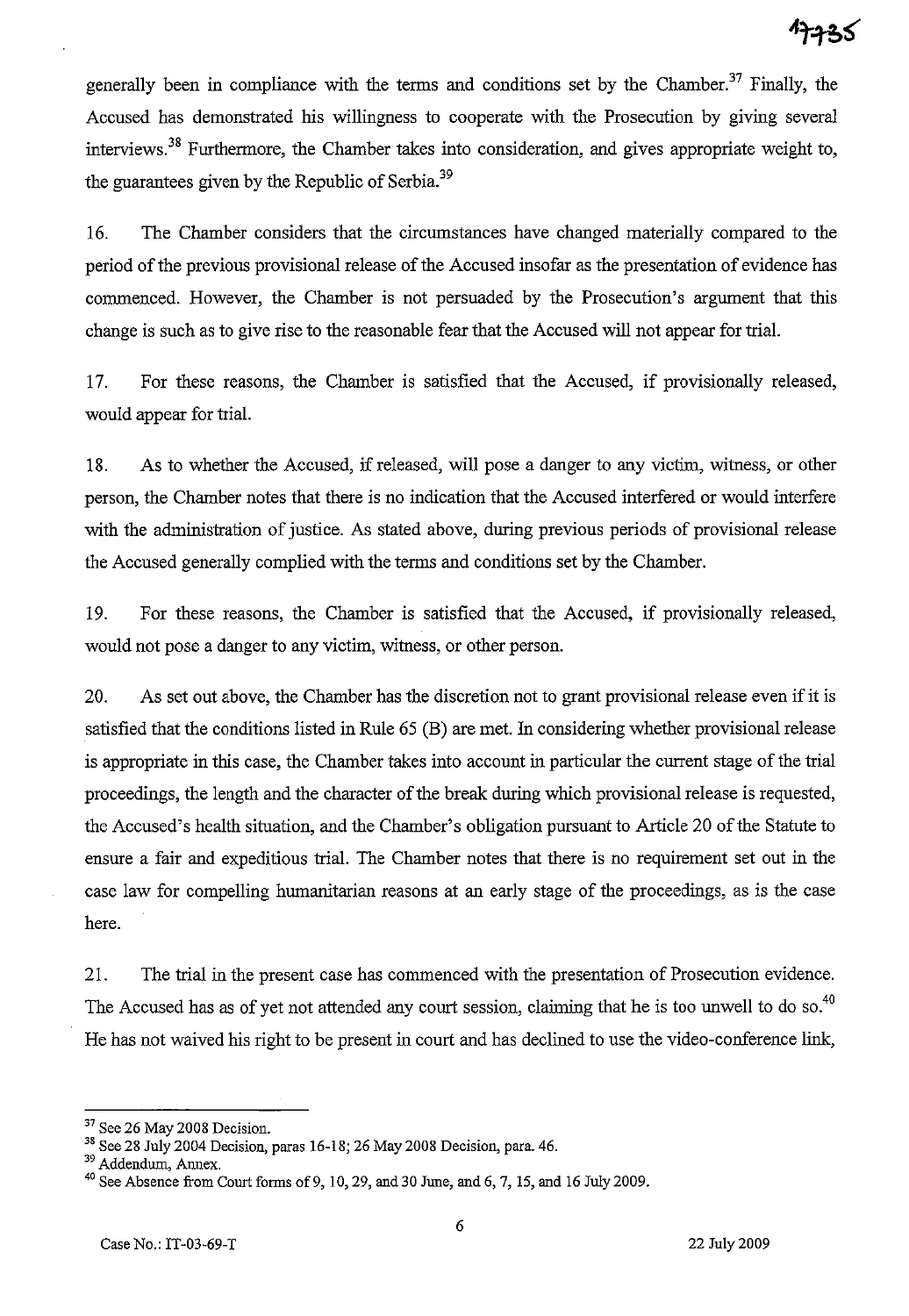generally been in compliance with the terms and conditions set by the Chamber.[37] Finally, the Accused has demonstrated his willingness to cooperate with the Prosecution by giving several interviews.[38] Furthermore, the Chamber takes into consideration, and gives appropriate weight to, the guarantees given by the Republic of Serbia.[39]

16. The Chamber considers that the circumstances have changed materially compared to the period of the previous provisional release of the Accused insofar as the presentation of evidence has commenced. However, the Chamber is not persuaded by the Prosecution's argument that this change is such as to give rise to the reasonable fear that the Accused will not appear for trial.

17. For these reasons, the Chamber is satisfied that the Accused, if provisionally released, would appear for trial.

18. As to whether the Accused, if released, will pose a danger to any victim, witness, or other person, the Chamber notes that there is no indication that the Accused interfered or would interfere with the administration of justice. As stated above, during previous periods of provisional release the Accused generally complied with the terms and conditions set by the Chamber.

19. For these reasons, the Chamber is satisfied that the Accused, if provisionally released, would not pose a danger to any victim, witness, or other person.

20. As set out above, the Chamber has the discretion not to grant provisional release even if it is satisfied that the conditions listed in Rule 65 (B) are met. In considering whether provisional release is appropriate in this case, the Chamber takes into account in particular the current stage of the trial proceedings, the length and the character of the break during which provisional release is requested, the Accused's health situation, and the Chamber's obligation pursuant to Article 20 of the Statute to ensure a fair and expeditious trial. The Chamber notes that there is no requirement set out in the case law for compelling humanitarian reasons at an early stage of the proceedings, as is the case here.

21. The trial in the present case has commenced with the presentation of Prosecution evidence. The Accused has as of yet not attended any court session, claiming that he is too unwell to do so.[40] He has not waived his right to be present in court and has declined to use the video-conference link,

---

[37] See 26 May 2008 Decision.

[38] See 28 July 2004 Decision, paras 16-18; 26 May 2008 Decision, para. 46.

[39] Addendum, Annex.

[40] See Absence from Court forms of 9, 10, 29, and 30 June, and 6, 7, 15, and 16 July 2009.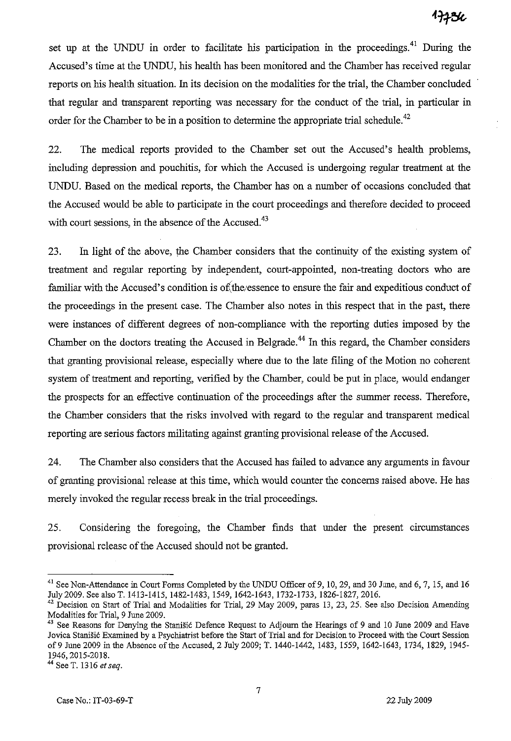set up at the UNDU in order to facilitate his participation in the proceedings.[41] During the Accused's time at the UNDU, his health has been monitored and the Chamber has received regular reports on his health situation. In its decision on the modalities for the trial, the Chamber concluded that regular and transparent reporting was necessary for the conduct of the trial, in particular in order for the Chamber to be in a position to determine the appropriate trial schedule.[42]

22. The medical reports provided to the Chamber set out the Accused's health problems, including depression and pouchitis, for which the Accused is undergoing regular treatment at the UNDU. Based on the medical reports, the Chamber has on a number of occasions concluded that the Accused would be able to participate in the court proceedings and therefore decided to proceed with court sessions, in the absence of the Accused.[43]

23. In light of the above, the Chamber considers that the continuity of the existing system of treatment and regular reporting by independent, court-appointed, non-treating doctors who are familiar with the Accused's condition is of the essence to ensure the fair and expeditious conduct of the proceedings in the present case. The Chamber also notes in this respect that in the past, there were instances of different degrees of non-compliance with the reporting duties imposed by the Chamber on the doctors treating the Accused in Belgrade.[44] In this regard, the Chamber considers that granting provisional release, especially where due to the late filing of the Motion no coherent system of treatment and reporting, verified by the Chamber, could be put in place, would endanger the prospects for an effective continuation of the proceedings after the summer recess. Therefore, the Chamber considers that the risks involved with regard to the regular and transparent medical reporting are serious factors militating against granting provisional release of the Accused.

24. The Chamber also considers that the Accused has failed to advance any arguments in favour of granting provisional release at this time, which would counter the concerns raised above. He has merely invoked the regular recess break in the trial proceedings.

25. Considering the foregoing, the Chamber finds that under the present circumstances provisional release of the Accused should not be granted.

---

[41] See Non-Attendance in Court Forms Completed by the UNDU Officer of 9, 10, 29, and 30 June, and 6, 7, 15, and 16 July 2009. See also T. 1413-1415, 1482-1483, 1549, 1642-1643, 1732-1733, 1826-1827, 2016.

[42] Decision on Start of Trial and Modalities for Trial, 29 May 2009, paras 13, 23, 25. See also Decision Amending Modalities for Trial, 9 June 2009.

[43] See Reasons for Denying the Stanišić Defence Request to Adjourn the Hearings of 9 and 10 June 2009 and Have Jovica Stanišić Examined by a Psychiatrist before the Start of Trial and for Decision to Proceed with the Court Session of 9 June 2009 in the Absence of the Accused, 2 July 2009; T. 1440-1442, 1483, 1559, 1642-1643, 1734, 1829, 1945-1946, 2015-2018.

[44] See T. 1316 *et seq*.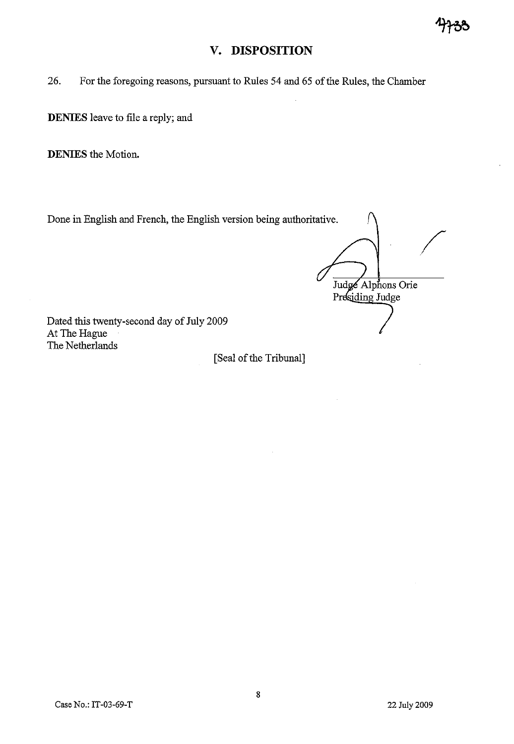## V. DISPOSITION

26. For the foregoing reasons, pursuant to Rules 54 and 65 of the Rules, the Chamber

**DENIES** leave to file a reply; and

**DENIES** the Motion.

Done in English and French, the English version being authoritative.

Judge Alphons Orie
Presiding Judge

Dated this twenty-second day of July 2009
At The Hague
The Netherlands

[Seal of the Tribunal]